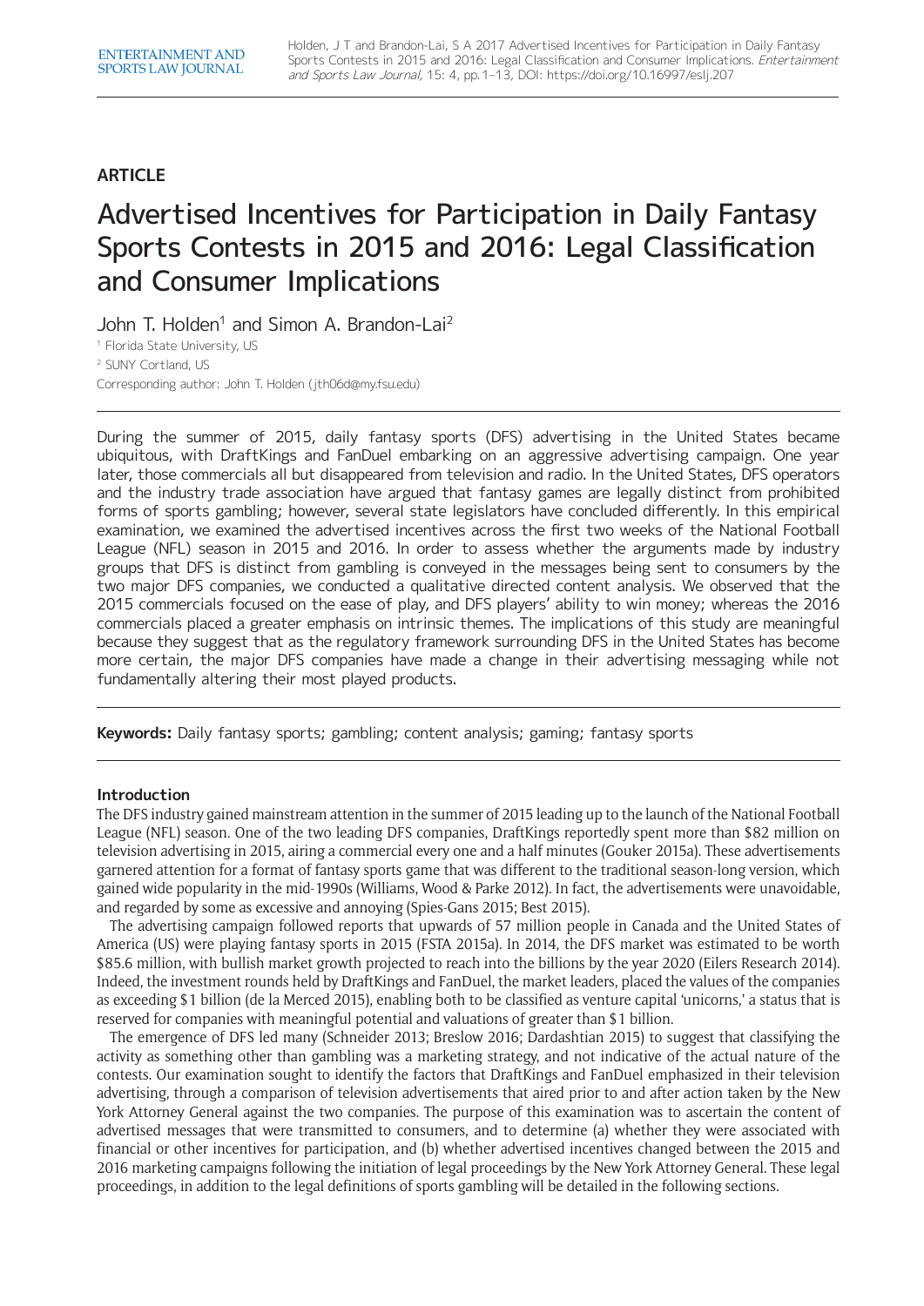**ARTICLE**

# Advertised Incentives for Participation in Daily Fantasy Sports Contests in 2015 and 2016: Legal Classification and Consumer Implications

John T. Holden[1] and Simon A. Brandon-Lai[2]

[1] Florida State University, US

[2] SUNY Cortland, US

Corresponding author: John T. Holden (jth06d@my.fsu.edu)

During the summer of 2015, daily fantasy sports (DFS) advertising in the United States became ubiquitous, with DraftKings and FanDuel embarking on an aggressive advertising campaign. One year later, those commercials all but disappeared from television and radio. In the United States, DFS operators and the industry trade association have argued that fantasy games are legally distinct from prohibited forms of sports gambling; however, several state legislators have concluded differently. In this empirical examination, we examined the advertised incentives across the first two weeks of the National Football League (NFL) season in 2015 and 2016. In order to assess whether the arguments made by industry groups that DFS is distinct from gambling is conveyed in the messages being sent to consumers by the two major DFS companies, we conducted a qualitative directed content analysis. We observed that the 2015 commercials focused on the ease of play, and DFS players' ability to win money; whereas the 2016 commercials placed a greater emphasis on intrinsic themes. The implications of this study are meaningful because they suggest that as the regulatory framework surrounding DFS in the United States has become more certain, the major DFS companies have made a change in their advertising messaging while not fundamentally altering their most played products.

**Keywords:** Daily fantasy sports; gambling; content analysis; gaming; fantasy sports

## Introduction

The DFS industry gained mainstream attention in the summer of 2015 leading up to the launch of the National Football League (NFL) season. One of the two leading DFS companies, DraftKings reportedly spent more than $82 million on television advertising in 2015, airing a commercial every one and a half minutes (Gouker 2015a). These advertisements garnered attention for a format of fantasy sports game that was different to the traditional season-long version, which gained wide popularity in the mid-1990s (Williams, Wood & Parke 2012). In fact, the advertisements were unavoidable, and regarded by some as excessive and annoying (Spies-Gans 2015; Best 2015).

The advertising campaign followed reports that upwards of 57 million people in Canada and the United States of America (US) were playing fantasy sports in 2015 (FSTA 2015a). In 2014, the DFS market was estimated to be worth $85.6 million, with bullish market growth projected to reach into the billions by the year 2020 (Eilers Research 2014). Indeed, the investment rounds held by DraftKings and FanDuel, the market leaders, placed the values of the companies as exceeding $1 billion (de la Merced 2015), enabling both to be classified as venture capital 'unicorns,' a status that is reserved for companies with meaningful potential and valuations of greater than $1 billion.

The emergence of DFS led many (Schneider 2013; Breslow 2016; Dardashtian 2015) to suggest that classifying the activity as something other than gambling was a marketing strategy, and not indicative of the actual nature of the contests. Our examination sought to identify the factors that DraftKings and FanDuel emphasized in their television advertising, through a comparison of television advertisements that aired prior to and after action taken by the New York Attorney General against the two companies. The purpose of this examination was to ascertain the content of advertised messages that were transmitted to consumers, and to determine (a) whether they were associated with financial or other incentives for participation, and (b) whether advertised incentives changed between the 2015 and 2016 marketing campaigns following the initiation of legal proceedings by the New York Attorney General. These legal proceedings, in addition to the legal definitions of sports gambling will be detailed in the following sections.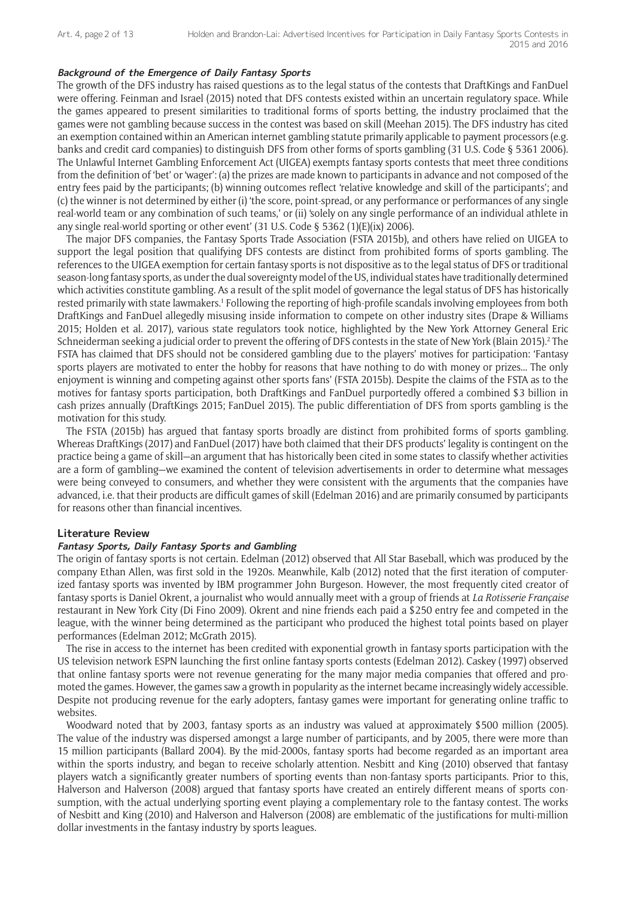### *Background of the Emergence of Daily Fantasy Sports*

The growth of the DFS industry has raised questions as to the legal status of the contests that DraftKings and FanDuel were offering. Feinman and Israel (2015) noted that DFS contests existed within an uncertain regulatory space. While the games appeared to present similarities to traditional forms of sports betting, the industry proclaimed that the games were not gambling because success in the contest was based on skill (Meehan 2015). The DFS industry has cited an exemption contained within an American internet gambling statute primarily applicable to payment processors (e.g. banks and credit card companies) to distinguish DFS from other forms of sports gambling (31 U.S. Code § 5361 2006). The Unlawful Internet Gambling Enforcement Act (UIGEA) exempts fantasy sports contests that meet three conditions from the definition of 'bet' or 'wager': (a) the prizes are made known to participants in advance and not composed of the entry fees paid by the participants; (b) winning outcomes reflect 'relative knowledge and skill of the participants'; and (c) the winner is not determined by either (i) 'the score, point-spread, or any performance or performances of any single real-world team or any combination of such teams,' or (ii) 'solely on any single performance of an individual athlete in any single real-world sporting or other event' (31 U.S. Code § 5362 (1)(E)(ix) 2006).

The major DFS companies, the Fantasy Sports Trade Association (FSTA 2015b), and others have relied on UIGEA to support the legal position that qualifying DFS contests are distinct from prohibited forms of sports gambling. The references to the UIGEA exemption for certain fantasy sports is not dispositive as to the legal status of DFS or traditional season-long fantasy sports, as under the dual sovereignty model of the US, individual states have traditionally determined which activities constitute gambling. As a result of the split model of governance the legal status of DFS has historically rested primarily with state lawmakers.[1] Following the reporting of high-profile scandals involving employees from both DraftKings and FanDuel allegedly misusing inside information to compete on other industry sites (Drape & Williams 2015; Holden et al. 2017), various state regulators took notice, highlighted by the New York Attorney General Eric Schneiderman seeking a judicial order to prevent the offering of DFS contests in the state of New York (Blain 2015).[2] The FSTA has claimed that DFS should not be considered gambling due to the players' motives for participation: 'Fantasy sports players are motivated to enter the hobby for reasons that have nothing to do with money or prizes... The only enjoyment is winning and competing against other sports fans' (FSTA 2015b). Despite the claims of the FSTA as to the motives for fantasy sports participation, both DraftKings and FanDuel purportedly offered a combined $3 billion in cash prizes annually (DraftKings 2015; FanDuel 2015). The public differentiation of DFS from sports gambling is the motivation for this study.

The FSTA (2015b) has argued that fantasy sports broadly are distinct from prohibited forms of sports gambling. Whereas DraftKings (2017) and FanDuel (2017) have both claimed that their DFS products' legality is contingent on the practice being a game of skill—an argument that has historically been cited in some states to classify whether activities are a form of gambling—we examined the content of television advertisements in order to determine what messages were being conveyed to consumers, and whether they were consistent with the arguments that the companies have advanced, i.e. that their products are difficult games of skill (Edelman 2016) and are primarily consumed by participants for reasons other than financial incentives.

## Literature Review

### *Fantasy Sports, Daily Fantasy Sports and Gambling*

The origin of fantasy sports is not certain. Edelman (2012) observed that All Star Baseball, which was produced by the company Ethan Allen, was first sold in the 1920s. Meanwhile, Kalb (2012) noted that the first iteration of computerized fantasy sports was invented by IBM programmer John Burgeson. However, the most frequently cited creator of fantasy sports is Daniel Okrent, a journalist who would annually meet with a group of friends at *La Rotisserie Française* restaurant in New York City (Di Fino 2009). Okrent and nine friends each paid a $250 entry fee and competed in the league, with the winner being determined as the participant who produced the highest total points based on player performances (Edelman 2012; McGrath 2015).

The rise in access to the internet has been credited with exponential growth in fantasy sports participation with the US television network ESPN launching the first online fantasy sports contests (Edelman 2012). Caskey (1997) observed that online fantasy sports were not revenue generating for the many major media companies that offered and promoted the games. However, the games saw a growth in popularity as the internet became increasingly widely accessible. Despite not producing revenue for the early adopters, fantasy games were important for generating online traffic to websites.

Woodward noted that by 2003, fantasy sports as an industry was valued at approximately $500 million (2005). The value of the industry was dispersed amongst a large number of participants, and by 2005, there were more than 15 million participants (Ballard 2004). By the mid-2000s, fantasy sports had become regarded as an important area within the sports industry, and began to receive scholarly attention. Nesbitt and King (2010) observed that fantasy players watch a significantly greater numbers of sporting events than non-fantasy sports participants. Prior to this, Halverson and Halverson (2008) argued that fantasy sports have created an entirely different means of sports consumption, with the actual underlying sporting event playing a complementary role to the fantasy contest. The works of Nesbitt and King (2010) and Halverson and Halverson (2008) are emblematic of the justifications for multi-million dollar investments in the fantasy industry by sports leagues.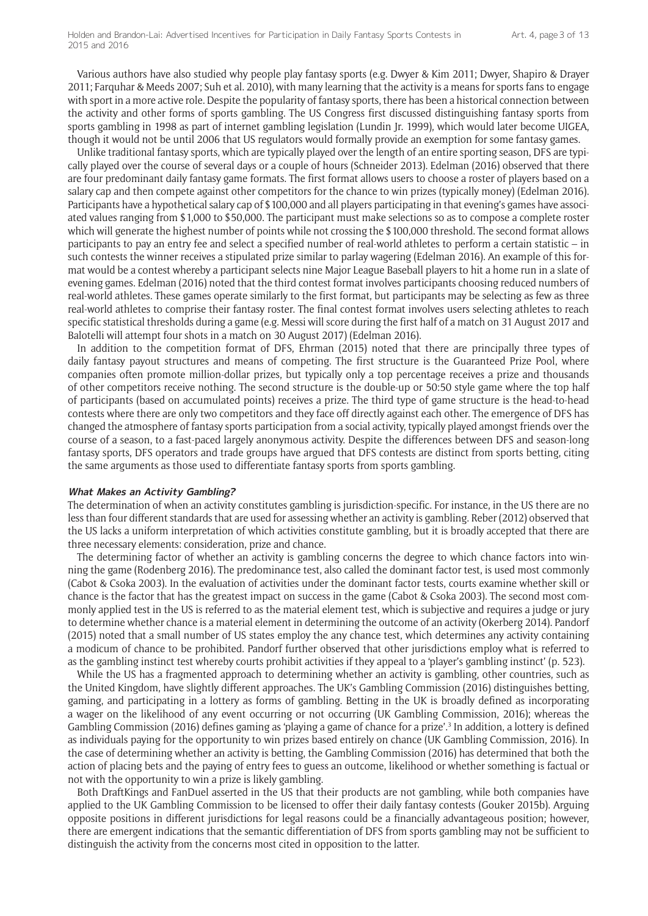Various authors have also studied why people play fantasy sports (e.g. Dwyer & Kim 2011; Dwyer, Shapiro & Drayer 2011; Farquhar & Meeds 2007; Suh et al. 2010), with many learning that the activity is a means for sports fans to engage with sport in a more active role. Despite the popularity of fantasy sports, there has been a historical connection between the activity and other forms of sports gambling. The US Congress first discussed distinguishing fantasy sports from sports gambling in 1998 as part of internet gambling legislation (Lundin Jr. 1999), which would later become UIGEA, though it would not be until 2006 that US regulators would formally provide an exemption for some fantasy games.

Unlike traditional fantasy sports, which are typically played over the length of an entire sporting season, DFS are typically played over the course of several days or a couple of hours (Schneider 2013). Edelman (2016) observed that there are four predominant daily fantasy game formats. The first format allows users to choose a roster of players based on a salary cap and then compete against other competitors for the chance to win prizes (typically money) (Edelman 2016). Participants have a hypothetical salary cap of $100,000 and all players participating in that evening's games have associated values ranging from $1,000 to $50,000. The participant must make selections so as to compose a complete roster which will generate the highest number of points while not crossing the $100,000 threshold. The second format allows participants to pay an entry fee and select a specified number of real-world athletes to perform a certain statistic – in such contests the winner receives a stipulated prize similar to parlay wagering (Edelman 2016). An example of this format would be a contest whereby a participant selects nine Major League Baseball players to hit a home run in a slate of evening games. Edelman (2016) noted that the third contest format involves participants choosing reduced numbers of real-world athletes. These games operate similarly to the first format, but participants may be selecting as few as three real-world athletes to comprise their fantasy roster. The final contest format involves users selecting athletes to reach specific statistical thresholds during a game (e.g. Messi will score during the first half of a match on 31 August 2017 and Balotelli will attempt four shots in a match on 30 August 2017) (Edelman 2016).

In addition to the competition format of DFS, Ehrman (2015) noted that there are principally three types of daily fantasy payout structures and means of competing. The first structure is the Guaranteed Prize Pool, where companies often promote million-dollar prizes, but typically only a top percentage receives a prize and thousands of other competitors receive nothing. The second structure is the double-up or 50:50 style game where the top half of participants (based on accumulated points) receives a prize. The third type of game structure is the head-to-head contests where there are only two competitors and they face off directly against each other. The emergence of DFS has changed the atmosphere of fantasy sports participation from a social activity, typically played amongst friends over the course of a season, to a fast-paced largely anonymous activity. Despite the differences between DFS and season-long fantasy sports, DFS operators and trade groups have argued that DFS contests are distinct from sports betting, citing the same arguments as those used to differentiate fantasy sports from sports gambling.

#### *What Makes an Activity Gambling?*

The determination of when an activity constitutes gambling is jurisdiction-specific. For instance, in the US there are no less than four different standards that are used for assessing whether an activity is gambling. Reber (2012) observed that the US lacks a uniform interpretation of which activities constitute gambling, but it is broadly accepted that there are three necessary elements: consideration, prize and chance.

The determining factor of whether an activity is gambling concerns the degree to which chance factors into winning the game (Rodenberg 2016). The predominance test, also called the dominant factor test, is used most commonly (Cabot & Csoka 2003). In the evaluation of activities under the dominant factor tests, courts examine whether skill or chance is the factor that has the greatest impact on success in the game (Cabot & Csoka 2003). The second most commonly applied test in the US is referred to as the material element test, which is subjective and requires a judge or jury to determine whether chance is a material element in determining the outcome of an activity (Okerberg 2014). Pandorf (2015) noted that a small number of US states employ the any chance test, which determines any activity containing a modicum of chance to be prohibited. Pandorf further observed that other jurisdictions employ what is referred to as the gambling instinct test whereby courts prohibit activities if they appeal to a 'player's gambling instinct' (p. 523).

While the US has a fragmented approach to determining whether an activity is gambling, other countries, such as the United Kingdom, have slightly different approaches. The UK's Gambling Commission (2016) distinguishes betting, gaming, and participating in a lottery as forms of gambling. Betting in the UK is broadly defined as incorporating a wager on the likelihood of any event occurring or not occurring (UK Gambling Commission, 2016); whereas the Gambling Commission (2016) defines gaming as 'playing a game of chance for a prize'.[3] In addition, a lottery is defined as individuals paying for the opportunity to win prizes based entirely on chance (UK Gambling Commission, 2016). In the case of determining whether an activity is betting, the Gambling Commission (2016) has determined that both the action of placing bets and the paying of entry fees to guess an outcome, likelihood or whether something is factual or not with the opportunity to win a prize is likely gambling.

Both DraftKings and FanDuel asserted in the US that their products are not gambling, while both companies have applied to the UK Gambling Commission to be licensed to offer their daily fantasy contests (Gouker 2015b). Arguing opposite positions in different jurisdictions for legal reasons could be a financially advantageous position; however, there are emergent indications that the semantic differentiation of DFS from sports gambling may not be sufficient to distinguish the activity from the concerns most cited in opposition to the latter.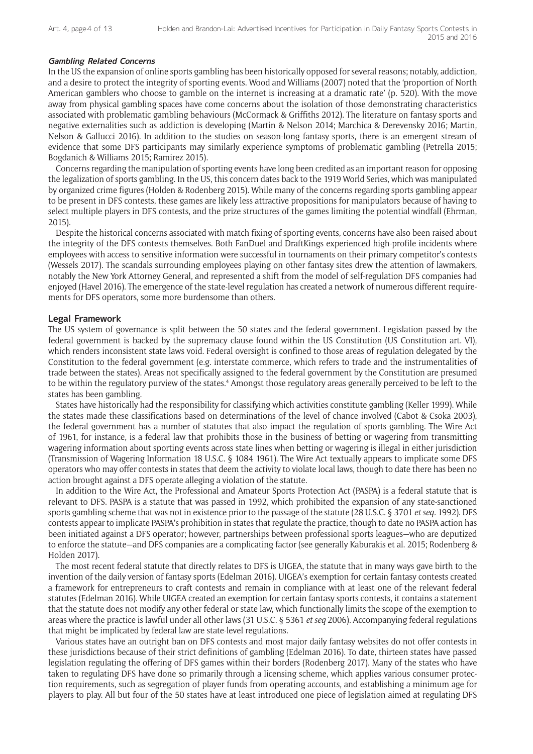#### *Gambling Related Concerns*

In the US the expansion of online sports gambling has been historically opposed for several reasons; notably, addiction, and a desire to protect the integrity of sporting events. Wood and Williams (2007) noted that the 'proportion of North American gamblers who choose to gamble on the internet is increasing at a dramatic rate' (p. 520). With the move away from physical gambling spaces have come concerns about the isolation of those demonstrating characteristics associated with problematic gambling behaviours (McCormack & Griffiths 2012). The literature on fantasy sports and negative externalities such as addiction is developing (Martin & Nelson 2014; Marchica & Derevensky 2016; Martin, Nelson & Gallucci 2016). In addition to the studies on season-long fantasy sports, there is an emergent stream of evidence that some DFS participants may similarly experience symptoms of problematic gambling (Petrella 2015; Bogdanich & Williams 2015; Ramirez 2015).

Concerns regarding the manipulation of sporting events have long been credited as an important reason for opposing the legalization of sports gambling. In the US, this concern dates back to the 1919 World Series, which was manipulated by organized crime figures (Holden & Rodenberg 2015). While many of the concerns regarding sports gambling appear to be present in DFS contests, these games are likely less attractive propositions for manipulators because of having to select multiple players in DFS contests, and the prize structures of the games limiting the potential windfall (Ehrman, 2015).

Despite the historical concerns associated with match fixing of sporting events, concerns have also been raised about the integrity of the DFS contests themselves. Both FanDuel and DraftKings experienced high-profile incidents where employees with access to sensitive information were successful in tournaments on their primary competitor's contests (Wessels 2017). The scandals surrounding employees playing on other fantasy sites drew the attention of lawmakers, notably the New York Attorney General, and represented a shift from the model of self-regulation DFS companies had enjoyed (Havel 2016). The emergence of the state-level regulation has created a network of numerous different requirements for DFS operators, some more burdensome than others.

### Legal Framework

The US system of governance is split between the 50 states and the federal government. Legislation passed by the federal government is backed by the supremacy clause found within the US Constitution (US Constitution art. VI), which renders inconsistent state laws void. Federal oversight is confined to those areas of regulation delegated by the Constitution to the federal government (e.g. interstate commerce, which refers to trade and the instrumentalities of trade between the states). Areas not specifically assigned to the federal government by the Constitution are presumed to be within the regulatory purview of the states.[4] Amongst those regulatory areas generally perceived to be left to the states has been gambling.

States have historically had the responsibility for classifying which activities constitute gambling (Keller 1999). While the states made these classifications based on determinations of the level of chance involved (Cabot & Csoka 2003), the federal government has a number of statutes that also impact the regulation of sports gambling. The Wire Act of 1961, for instance, is a federal law that prohibits those in the business of betting or wagering from transmitting wagering information about sporting events across state lines when betting or wagering is illegal in either jurisdiction (Transmission of Wagering Information 18 U.S.C. § 1084 1961). The Wire Act textually appears to implicate some DFS operators who may offer contests in states that deem the activity to violate local laws, though to date there has been no action brought against a DFS operate alleging a violation of the statute.

In addition to the Wire Act, the Professional and Amateur Sports Protection Act (PASPA) is a federal statute that is relevant to DFS. PASPA is a statute that was passed in 1992, which prohibited the expansion of any state-sanctioned sports gambling scheme that was not in existence prior to the passage of the statute (28 U.S.C. § 3701 *et seq*. 1992). DFS contests appear to implicate PASPA's prohibition in states that regulate the practice, though to date no PASPA action has been initiated against a DFS operator; however, partnerships between professional sports leagues—who are deputized to enforce the statute—and DFS companies are a complicating factor (see generally Kaburakis et al. 2015; Rodenberg & Holden 2017).

The most recent federal statute that directly relates to DFS is UIGEA, the statute that in many ways gave birth to the invention of the daily version of fantasy sports (Edelman 2016). UIGEA's exemption for certain fantasy contests created a framework for entrepreneurs to craft contests and remain in compliance with at least one of the relevant federal statutes (Edelman 2016). While UIGEA created an exemption for certain fantasy sports contests, it contains a statement that the statute does not modify any other federal or state law, which functionally limits the scope of the exemption to areas where the practice is lawful under all other laws (31 U.S.C. § 5361 *et seq* 2006). Accompanying federal regulations that might be implicated by federal law are state-level regulations.

Various states have an outright ban on DFS contests and most major daily fantasy websites do not offer contests in these jurisdictions because of their strict definitions of gambling (Edelman 2016). To date, thirteen states have passed legislation regulating the offering of DFS games within their borders (Rodenberg 2017). Many of the states who have taken to regulating DFS have done so primarily through a licensing scheme, which applies various consumer protection requirements, such as segregation of player funds from operating accounts, and establishing a minimum age for players to play. All but four of the 50 states have at least introduced one piece of legislation aimed at regulating DFS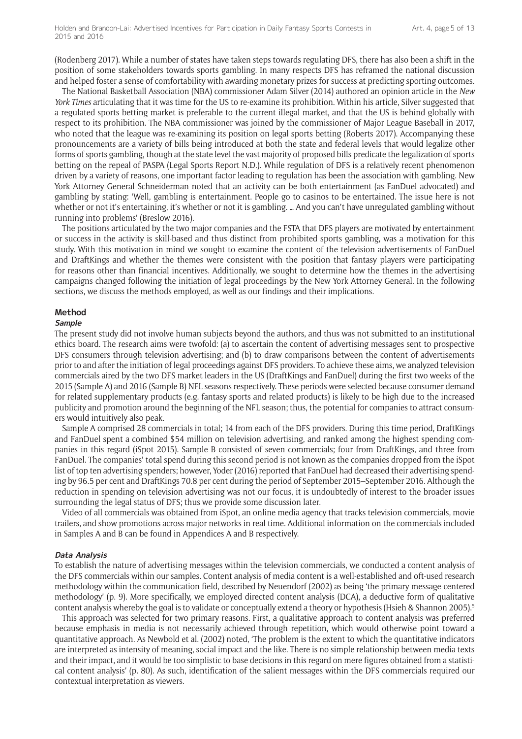(Rodenberg 2017). While a number of states have taken steps towards regulating DFS, there has also been a shift in the position of some stakeholders towards sports gambling. In many respects DFS has reframed the national discussion and helped foster a sense of comfortability with awarding monetary prizes for success at predicting sporting outcomes.

The National Basketball Association (NBA) commissioner Adam Silver (2014) authored an opinion article in the *New York Times* articulating that it was time for the US to re-examine its prohibition. Within his article, Silver suggested that a regulated sports betting market is preferable to the current illegal market, and that the US is behind globally with respect to its prohibition. The NBA commissioner was joined by the commissioner of Major League Baseball in 2017, who noted that the league was re-examining its position on legal sports betting (Roberts 2017). Accompanying these pronouncements are a variety of bills being introduced at both the state and federal levels that would legalize other forms of sports gambling, though at the state level the vast majority of proposed bills predicate the legalization of sports betting on the repeal of PASPA (Legal Sports Report N.D.). While regulation of DFS is a relatively recent phenomenon driven by a variety of reasons, one important factor leading to regulation has been the association with gambling. New York Attorney General Schneiderman noted that an activity can be both entertainment (as FanDuel advocated) and gambling by stating: 'Well, gambling is entertainment. People go to casinos to be entertained. The issue here is not whether or not it's entertaining, it's whether or not it is gambling. … And you can't have unregulated gambling without running into problems' (Breslow 2016).

The positions articulated by the two major companies and the FSTA that DFS players are motivated by entertainment or success in the activity is skill-based and thus distinct from prohibited sports gambling, was a motivation for this study. With this motivation in mind we sought to examine the content of the television advertisements of FanDuel and DraftKings and whether the themes were consistent with the position that fantasy players were participating for reasons other than financial incentives. Additionally, we sought to determine how the themes in the advertising campaigns changed following the initiation of legal proceedings by the New York Attorney General. In the following sections, we discuss the methods employed, as well as our findings and their implications.

## Method

### *Sample*

The present study did not involve human subjects beyond the authors, and thus was not submitted to an institutional ethics board. The research aims were twofold: (a) to ascertain the content of advertising messages sent to prospective DFS consumers through television advertising; and (b) to draw comparisons between the content of advertisements prior to and after the initiation of legal proceedings against DFS providers. To achieve these aims, we analyzed television commercials aired by the two DFS market leaders in the US (DraftKings and FanDuel) during the first two weeks of the 2015 (Sample A) and 2016 (Sample B) NFL seasons respectively. These periods were selected because consumer demand for related supplementary products (e.g. fantasy sports and related products) is likely to be high due to the increased publicity and promotion around the beginning of the NFL season; thus, the potential for companies to attract consumers would intuitively also peak.

Sample A comprised 28 commercials in total; 14 from each of the DFS providers. During this time period, DraftKings and FanDuel spent a combined $54 million on television advertising, and ranked among the highest spending companies in this regard (iSpot 2015). Sample B consisted of seven commercials; four from DraftKings, and three from FanDuel. The companies' total spend during this second period is not known as the companies dropped from the iSpot list of top ten advertising spenders; however, Yoder (2016) reported that FanDuel had decreased their advertising spending by 96.5 per cent and DraftKings 70.8 per cent during the period of September 2015–September 2016. Although the reduction in spending on television advertising was not our focus, it is undoubtedly of interest to the broader issues surrounding the legal status of DFS; thus we provide some discussion later.

Video of all commercials was obtained from iSpot, an online media agency that tracks television commercials, movie trailers, and show promotions across major networks in real time. Additional information on the commercials included in Samples A and B can be found in Appendices A and B respectively.

### *Data Analysis*

To establish the nature of advertising messages within the television commercials, we conducted a content analysis of the DFS commercials within our samples. Content analysis of media content is a well-established and oft-used research methodology within the communication field, described by Neuendorf (2002) as being 'the primary message-centered methodology' (p. 9). More specifically, we employed directed content analysis (DCA), a deductive form of qualitative content analysis whereby the goal is to validate or conceptually extend a theory or hypothesis (Hsieh & Shannon 2005).[5]

This approach was selected for two primary reasons. First, a qualitative approach to content analysis was preferred because emphasis in media is not necessarily achieved through repetition, which would otherwise point toward a quantitative approach. As Newbold et al. (2002) noted, 'The problem is the extent to which the quantitative indicators are interpreted as intensity of meaning, social impact and the like. There is no simple relationship between media texts and their impact, and it would be too simplistic to base decisions in this regard on mere figures obtained from a statistical content analysis' (p. 80). As such, identification of the salient messages within the DFS commercials required our contextual interpretation as viewers.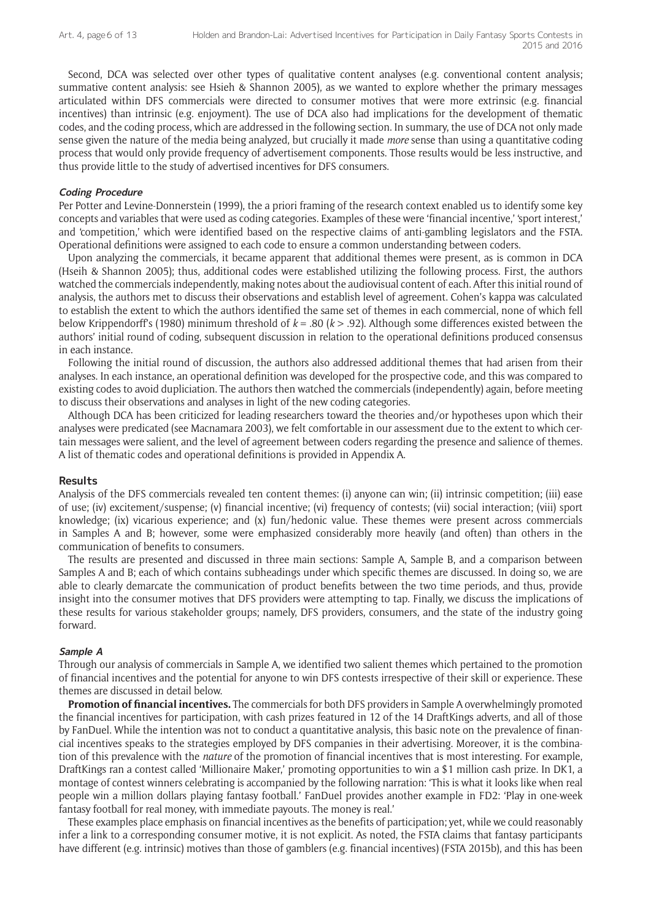Second, DCA was selected over other types of qualitative content analyses (e.g. conventional content analysis; summative content analysis: see Hsieh & Shannon 2005), as we wanted to explore whether the primary messages articulated within DFS commercials were directed to consumer motives that were more extrinsic (e.g. financial incentives) than intrinsic (e.g. enjoyment). The use of DCA also had implications for the development of thematic codes, and the coding process, which are addressed in the following section. In summary, the use of DCA not only made sense given the nature of the media being analyzed, but crucially it made *more* sense than using a quantitative coding process that would only provide frequency of advertisement components. Those results would be less instructive, and thus provide little to the study of advertised incentives for DFS consumers.

### *Coding Procedure*

Per Potter and Levine-Donnerstein (1999), the a priori framing of the research context enabled us to identify some key concepts and variables that were used as coding categories. Examples of these were 'financial incentive,' 'sport interest,' and 'competition,' which were identified based on the respective claims of anti-gambling legislators and the FSTA. Operational definitions were assigned to each code to ensure a common understanding between coders.

Upon analyzing the commercials, it became apparent that additional themes were present, as is common in DCA (Hseih & Shannon 2005); thus, additional codes were established utilizing the following process. First, the authors watched the commercials independently, making notes about the audiovisual content of each. After this initial round of analysis, the authors met to discuss their observations and establish level of agreement. Cohen's kappa was calculated to establish the extent to which the authors identified the same set of themes in each commercial, none of which fell below Krippendorff's (1980) minimum threshold of $k = .80$ ($k > .92$). Although some differences existed between the authors' initial round of coding, subsequent discussion in relation to the operational definitions produced consensus in each instance.

Following the initial round of discussion, the authors also addressed additional themes that had arisen from their analyses. In each instance, an operational definition was developed for the prospective code, and this was compared to existing codes to avoid duplicication. The authors then watched the commercials (independently) again, before meeting to discuss their observations and analyses in light of the new coding categories.

Although DCA has been criticized for leading researchers toward the theories and/or hypotheses upon which their analyses were predicated (see Macnamara 2003), we felt comfortable in our assessment due to the extent to which certain messages were salient, and the level of agreement between coders regarding the presence and salience of themes. A list of thematic codes and operational definitions is provided in Appendix A.

## Results

Analysis of the DFS commercials revealed ten content themes: (i) anyone can win; (ii) intrinsic competition; (iii) ease of use; (iv) excitement/suspense; (v) financial incentive; (vi) frequency of contests; (vii) social interaction; (viii) sport knowledge; (ix) vicarious experience; and (x) fun/hedonic value. These themes were present across commercials in Samples A and B; however, some were emphasized considerably more heavily (and often) than others in the communication of benefits to consumers.

The results are presented and discussed in three main sections: Sample A, Sample B, and a comparison between Samples A and B; each of which contains subheadings under which specific themes are discussed. In doing so, we are able to clearly demarcate the communication of product benefits between the two time periods, and thus, provide insight into the consumer motives that DFS providers were attempting to tap. Finally, we discuss the implications of these results for various stakeholder groups; namely, DFS providers, consumers, and the state of the industry going forward.

### *Sample A*

Through our analysis of commercials in Sample A, we identified two salient themes which pertained to the promotion of financial incentives and the potential for anyone to win DFS contests irrespective of their skill or experience. These themes are discussed in detail below.

**Promotion of financial incentives.** The commercials for both DFS providers in Sample A overwhelmingly promoted the financial incentives for participation, with cash prizes featured in 12 of the 14 DraftKings adverts, and all of those by FanDuel. While the intention was not to conduct a quantitative analysis, this basic note on the prevalence of financial incentives speaks to the strategies employed by DFS companies in their advertising. Moreover, it is the combination of this prevalence with the *nature* of the promotion of financial incentives that is most interesting. For example, DraftKings ran a contest called 'Millionaire Maker,' promoting opportunities to win a $1 million cash prize. In DK1, a montage of contest winners celebrating is accompanied by the following narration: 'This is what it looks like when real people win a million dollars playing fantasy football.' FanDuel provides another example in FD2: 'Play in one-week fantasy football for real money, with immediate payouts. The money is real.'

These examples place emphasis on financial incentives as the benefits of participation; yet, while we could reasonably infer a link to a corresponding consumer motive, it is not explicit. As noted, the FSTA claims that fantasy participants have different (e.g. intrinsic) motives than those of gamblers (e.g. financial incentives) (FSTA 2015b), and this has been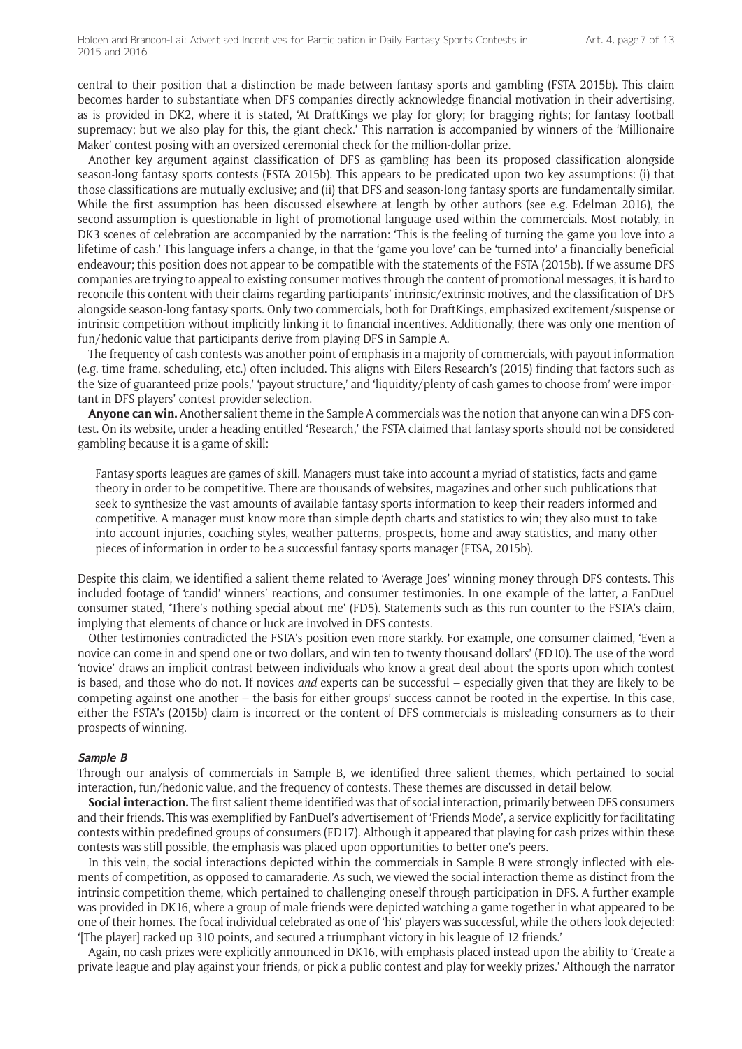central to their position that a distinction be made between fantasy sports and gambling (FSTA 2015b). This claim becomes harder to substantiate when DFS companies directly acknowledge financial motivation in their advertising, as is provided in DK2, where it is stated, 'At DraftKings we play for glory; for bragging rights; for fantasy football supremacy; but we also play for this, the giant check.' This narration is accompanied by winners of the 'Millionaire Maker' contest posing with an oversized ceremonial check for the million-dollar prize.

Another key argument against classification of DFS as gambling has been its proposed classification alongside season-long fantasy sports contests (FSTA 2015b). This appears to be predicated upon two key assumptions: (i) that those classifications are mutually exclusive; and (ii) that DFS and season-long fantasy sports are fundamentally similar. While the first assumption has been discussed elsewhere at length by other authors (see e.g. Edelman 2016), the second assumption is questionable in light of promotional language used within the commercials. Most notably, in DK3 scenes of celebration are accompanied by the narration: 'This is the feeling of turning the game you love into a lifetime of cash.' This language infers a change, in that the 'game you love' can be 'turned into' a financially beneficial endeavour; this position does not appear to be compatible with the statements of the FSTA (2015b). If we assume DFS companies are trying to appeal to existing consumer motives through the content of promotional messages, it is hard to reconcile this content with their claims regarding participants' intrinsic/extrinsic motives, and the classification of DFS alongside season-long fantasy sports. Only two commercials, both for DraftKings, emphasized excitement/suspense or intrinsic competition without implicitly linking it to financial incentives. Additionally, there was only one mention of fun/hedonic value that participants derive from playing DFS in Sample A.

The frequency of cash contests was another point of emphasis in a majority of commercials, with payout information (e.g. time frame, scheduling, etc.) often included. This aligns with Eilers Research's (2015) finding that factors such as the 'size of guaranteed prize pools,' 'payout structure,' and 'liquidity/plenty of cash games to choose from' were important in DFS players' contest provider selection.

**Anyone can win.** Another salient theme in the Sample A commercials was the notion that anyone can win a DFS contest. On its website, under a heading entitled 'Research,' the FSTA claimed that fantasy sports should not be considered gambling because it is a game of skill:

> Fantasy sports leagues are games of skill. Managers must take into account a myriad of statistics, facts and game theory in order to be competitive. There are thousands of websites, magazines and other such publications that seek to synthesize the vast amounts of available fantasy sports information to keep their readers informed and competitive. A manager must know more than simple depth charts and statistics to win; they also must to take into account injuries, coaching styles, weather patterns, prospects, home and away statistics, and many other pieces of information in order to be a successful fantasy sports manager (FTSA, 2015b).

Despite this claim, we identified a salient theme related to 'Average Joes' winning money through DFS contests. This included footage of 'candid' winners' reactions, and consumer testimonies. In one example of the latter, a FanDuel consumer stated, 'There's nothing special about me' (FD5). Statements such as this run counter to the FSTA's claim, implying that elements of chance or luck are involved in DFS contests.

Other testimonies contradicted the FSTA's position even more starkly. For example, one consumer claimed, 'Even a novice can come in and spend one or two dollars, and win ten to twenty thousand dollars' (FD10). The use of the word 'novice' draws an implicit contrast between individuals who know a great deal about the sports upon which contest is based, and those who do not. If novices *and* experts can be successful – especially given that they are likely to be competing against one another – the basis for either groups' success cannot be rooted in the expertise. In this case, either the FSTA's (2015b) claim is incorrect or the content of DFS commercials is misleading consumers as to their prospects of winning.

#### *Sample B*

Through our analysis of commercials in Sample B, we identified three salient themes, which pertained to social interaction, fun/hedonic value, and the frequency of contests. These themes are discussed in detail below.

**Social interaction.** The first salient theme identified was that of social interaction, primarily between DFS consumers and their friends. This was exemplified by FanDuel's advertisement of 'Friends Mode', a service explicitly for facilitating contests within predefined groups of consumers (FD17). Although it appeared that playing for cash prizes within these contests was still possible, the emphasis was placed upon opportunities to better one's peers.

In this vein, the social interactions depicted within the commercials in Sample B were strongly inflected with elements of competition, as opposed to camaraderie. As such, we viewed the social interaction theme as distinct from the intrinsic competition theme, which pertained to challenging oneself through participation in DFS. A further example was provided in DK16, where a group of male friends were depicted watching a game together in what appeared to be one of their homes. The focal individual celebrated as one of 'his' players was successful, while the others look dejected: '[The player] racked up 310 points, and secured a triumphant victory in his league of 12 friends.'

Again, no cash prizes were explicitly announced in DK16, with emphasis placed instead upon the ability to 'Create a private league and play against your friends, or pick a public contest and play for weekly prizes.' Although the narrator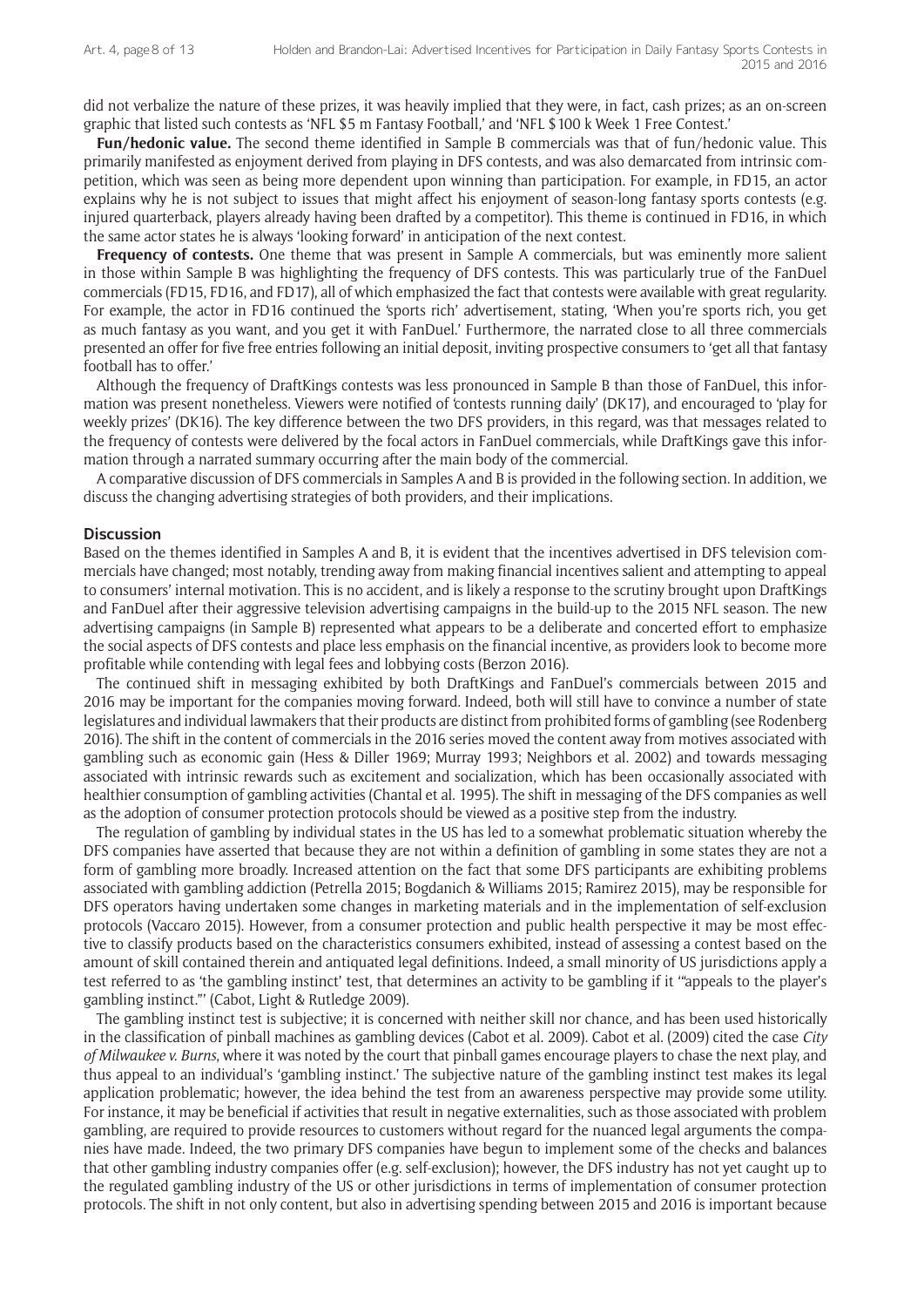did not verbalize the nature of these prizes, it was heavily implied that they were, in fact, cash prizes; as an on-screen graphic that listed such contests as 'NFL $5 m Fantasy Football,' and 'NFL $100 k Week 1 Free Contest.'

**Fun/hedonic value.** The second theme identified in Sample B commercials was that of fun/hedonic value. This primarily manifested as enjoyment derived from playing in DFS contests, and was also demarcated from intrinsic competition, which was seen as being more dependent upon winning than participation. For example, in FD15, an actor explains why he is not subject to issues that might affect his enjoyment of season-long fantasy sports contests (e.g. injured quarterback, players already having been drafted by a competitor). This theme is continued in FD16, in which the same actor states he is always 'looking forward' in anticipation of the next contest.

**Frequency of contests.** One theme that was present in Sample A commercials, but was eminently more salient in those within Sample B was highlighting the frequency of DFS contests. This was particularly true of the FanDuel commercials (FD15, FD16, and FD17), all of which emphasized the fact that contests were available with great regularity. For example, the actor in FD16 continued the 'sports rich' advertisement, stating, 'When you're sports rich, you get as much fantasy as you want, and you get it with FanDuel.' Furthermore, the narrated close to all three commercials presented an offer for five free entries following an initial deposit, inviting prospective consumers to 'get all that fantasy football has to offer.'

Although the frequency of DraftKings contests was less pronounced in Sample B than those of FanDuel, this information was present nonetheless. Viewers were notified of 'contests running daily' (DK17), and encouraged to 'play for weekly prizes' (DK16). The key difference between the two DFS providers, in this regard, was that messages related to the frequency of contests were delivered by the focal actors in FanDuel commercials, while DraftKings gave this information through a narrated summary occurring after the main body of the commercial.

A comparative discussion of DFS commercials in Samples A and B is provided in the following section. In addition, we discuss the changing advertising strategies of both providers, and their implications.

## Discussion

Based on the themes identified in Samples A and B, it is evident that the incentives advertised in DFS television commercials have changed; most notably, trending away from making financial incentives salient and attempting to appeal to consumers' internal motivation. This is no accident, and is likely a response to the scrutiny brought upon DraftKings and FanDuel after their aggressive television advertising campaigns in the build-up to the 2015 NFL season. The new advertising campaigns (in Sample B) represented what appears to be a deliberate and concerted effort to emphasize the social aspects of DFS contests and place less emphasis on the financial incentive, as providers look to become more profitable while contending with legal fees and lobbying costs (Berzon 2016).

The continued shift in messaging exhibited by both DraftKings and FanDuel's commercials between 2015 and 2016 may be important for the companies moving forward. Indeed, both will still have to convince a number of state legislatures and individual lawmakers that their products are distinct from prohibited forms of gambling (see Rodenberg 2016). The shift in the content of commercials in the 2016 series moved the content away from motives associated with gambling such as economic gain (Hess & Diller 1969; Murray 1993; Neighbors et al. 2002) and towards messaging associated with intrinsic rewards such as excitement and socialization, which has been occasionally associated with healthier consumption of gambling activities (Chantal et al. 1995). The shift in messaging of the DFS companies as well as the adoption of consumer protection protocols should be viewed as a positive step from the industry.

The regulation of gambling by individual states in the US has led to a somewhat problematic situation whereby the DFS companies have asserted that because they are not within a definition of gambling in some states they are not a form of gambling more broadly. Increased attention on the fact that some DFS participants are exhibiting problems associated with gambling addiction (Petrella 2015; Bogdanich & Williams 2015; Ramirez 2015), may be responsible for DFS operators having undertaken some changes in marketing materials and in the implementation of self-exclusion protocols (Vaccaro 2015). However, from a consumer protection and public health perspective it may be most effective to classify products based on the characteristics consumers exhibited, instead of assessing a contest based on the amount of skill contained therein and antiquated legal definitions. Indeed, a small minority of US jurisdictions apply a test referred to as 'the gambling instinct' test, that determines an activity to be gambling if it '"appeals to the player's gambling instinct."' (Cabot, Light & Rutledge 2009).

The gambling instinct test is subjective; it is concerned with neither skill nor chance, and has been used historically in the classification of pinball machines as gambling devices (Cabot et al. 2009). Cabot et al. (2009) cited the case *City of Milwaukee v. Burns*, where it was noted by the court that pinball games encourage players to chase the next play, and thus appeal to an individual's 'gambling instinct.' The subjective nature of the gambling instinct test makes its legal application problematic; however, the idea behind the test from an awareness perspective may provide some utility. For instance, it may be beneficial if activities that result in negative externalities, such as those associated with problem gambling, are required to provide resources to customers without regard for the nuanced legal arguments the companies have made. Indeed, the two primary DFS companies have begun to implement some of the checks and balances that other gambling industry companies offer (e.g. self-exclusion); however, the DFS industry has not yet caught up to the regulated gambling industry of the US or other jurisdictions in terms of implementation of consumer protection protocols. The shift in not only content, but also in advertising spending between 2015 and 2016 is important because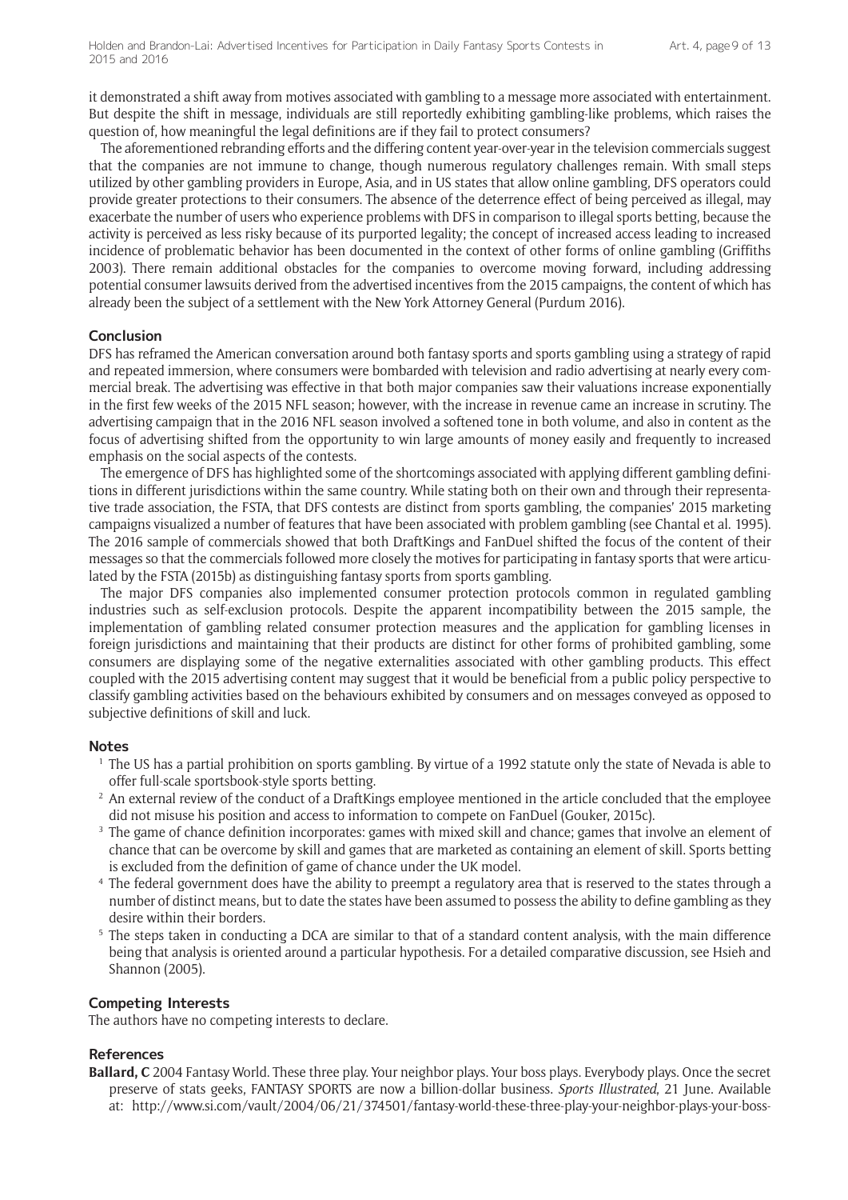it demonstrated a shift away from motives associated with gambling to a message more associated with entertainment. But despite the shift in message, individuals are still reportedly exhibiting gambling-like problems, which raises the question of, how meaningful the legal definitions are if they fail to protect consumers?

The aforementioned rebranding efforts and the differing content year-over-year in the television commercials suggest that the companies are not immune to change, though numerous regulatory challenges remain. With small steps utilized by other gambling providers in Europe, Asia, and in US states that allow online gambling, DFS operators could provide greater protections to their consumers. The absence of the deterrence effect of being perceived as illegal, may exacerbate the number of users who experience problems with DFS in comparison to illegal sports betting, because the activity is perceived as less risky because of its purported legality; the concept of increased access leading to increased incidence of problematic behavior has been documented in the context of other forms of online gambling (Griffiths 2003). There remain additional obstacles for the companies to overcome moving forward, including addressing potential consumer lawsuits derived from the advertised incentives from the 2015 campaigns, the content of which has already been the subject of a settlement with the New York Attorney General (Purdum 2016).

## Conclusion

DFS has reframed the American conversation around both fantasy sports and sports gambling using a strategy of rapid and repeated immersion, where consumers were bombarded with television and radio advertising at nearly every commercial break. The advertising was effective in that both major companies saw their valuations increase exponentially in the first few weeks of the 2015 NFL season; however, with the increase in revenue came an increase in scrutiny. The advertising campaign that in the 2016 NFL season involved a softened tone in both volume, and also in content as the focus of advertising shifted from the opportunity to win large amounts of money easily and frequently to increased emphasis on the social aspects of the contests.

The emergence of DFS has highlighted some of the shortcomings associated with applying different gambling definitions in different jurisdictions within the same country. While stating both on their own and through their representative trade association, the FSTA, that DFS contests are distinct from sports gambling, the companies' 2015 marketing campaigns visualized a number of features that have been associated with problem gambling (see Chantal et al. 1995). The 2016 sample of commercials showed that both DraftKings and FanDuel shifted the focus of the content of their messages so that the commercials followed more closely the motives for participating in fantasy sports that were articulated by the FSTA (2015b) as distinguishing fantasy sports from sports gambling.

The major DFS companies also implemented consumer protection protocols common in regulated gambling industries such as self-exclusion protocols. Despite the apparent incompatibility between the 2015 sample, the implementation of gambling related consumer protection measures and the application for gambling licenses in foreign jurisdictions and maintaining that their products are distinct for other forms of prohibited gambling, some consumers are displaying some of the negative externalities associated with other gambling products. This effect coupled with the 2015 advertising content may suggest that it would be beneficial from a public policy perspective to classify gambling activities based on the behaviours exhibited by consumers and on messages conveyed as opposed to subjective definitions of skill and luck.

## Notes

[1] The US has a partial prohibition on sports gambling. By virtue of a 1992 statute only the state of Nevada is able to offer full-scale sportsbook-style sports betting.

[2] An external review of the conduct of a DraftKings employee mentioned in the article concluded that the employee did not misuse his position and access to information to compete on FanDuel (Gouker, 2015c).

[3] The game of chance definition incorporates: games with mixed skill and chance; games that involve an element of chance that can be overcome by skill and games that are marketed as containing an element of skill. Sports betting is excluded from the definition of game of chance under the UK model.

[4] The federal government does have the ability to preempt a regulatory area that is reserved to the states through a number of distinct means, but to date the states have been assumed to possess the ability to define gambling as they desire within their borders.

[5] The steps taken in conducting a DCA are similar to that of a standard content analysis, with the main difference being that analysis is oriented around a particular hypothesis. For a detailed comparative discussion, see Hsieh and Shannon (2005).

## Competing Interests

The authors have no competing interests to declare.

## References

**Ballard, C** 2004 Fantasy World. These three play. Your neighbor plays. Your boss plays. Everybody plays. Once the secret preserve of stats geeks, FANTASY SPORTS are now a billion-dollar business. *Sports Illustrated*, 21 June. Available at: http://www.si.com/vault/2004/06/21/374501/fantasy-world-these-three-play-your-neighbor-plays-your-boss-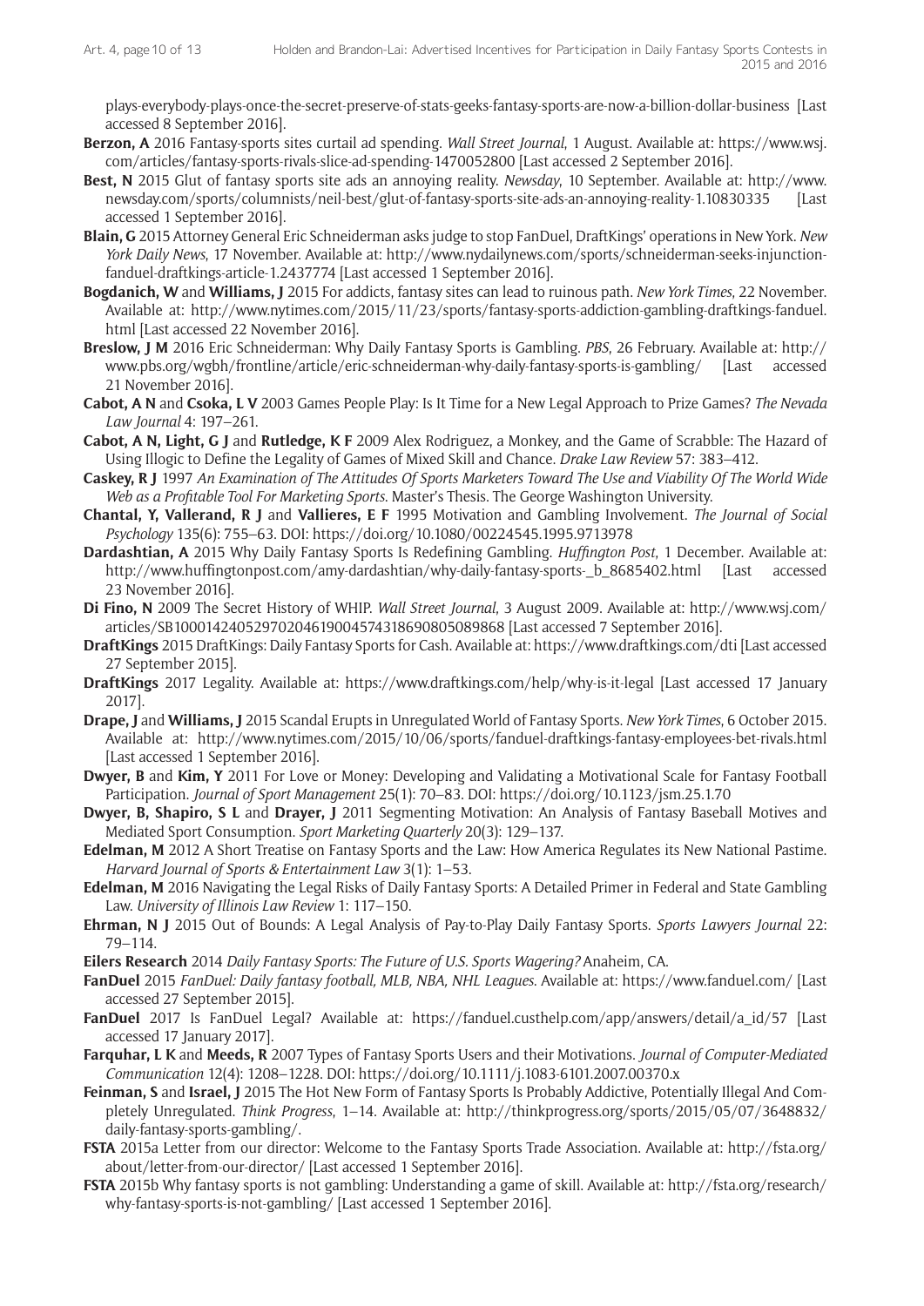plays-everybody-plays-once-the-secret-preserve-of-stats-geeks-fantasy-sports-are-now-a-billion-dollar-business [Last accessed 8 September 2016].

**Berzon, A** 2016 Fantasy-sports sites curtail ad spending. *Wall Street Journal*, 1 August. Available at: https://www.wsj.com/articles/fantasy-sports-rivals-slice-ad-spending-1470052800 [Last accessed 2 September 2016].

**Best, N** 2015 Glut of fantasy sports site ads an annoying reality. *Newsday*, 10 September. Available at: http://www.newsday.com/sports/columnists/neil-best/glut-of-fantasy-sports-site-ads-an-annoying-reality-1.10830335 [Last accessed 1 September 2016].

**Blain, G** 2015 Attorney General Eric Schneiderman asks judge to stop FanDuel, DraftKings' operations in New York. *New York Daily News*, 17 November. Available at: http://www.nydailynews.com/sports/schneiderman-seeks-injunction-fanduel-draftkings-article-1.2437774 [Last accessed 1 September 2016].

**Bogdanich, W** and **Williams, J** 2015 For addicts, fantasy sites can lead to ruinous path. *New York Times*, 22 November. Available at: http://www.nytimes.com/2015/11/23/sports/fantasy-sports-addiction-gambling-draftkings-fanduel.html [Last accessed 22 November 2016].

**Breslow, J M** 2016 Eric Schneiderman: Why Daily Fantasy Sports is Gambling. *PBS*, 26 February. Available at: http://www.pbs.org/wgbh/frontline/article/eric-schneiderman-why-daily-fantasy-sports-is-gambling/ [Last accessed 21 November 2016].

**Cabot, A N** and **Csoka, L V** 2003 Games People Play: Is It Time for a New Legal Approach to Prize Games? *The Nevada Law Journal* 4: 197–261.

**Cabot, A N, Light, G J** and **Rutledge, K F** 2009 Alex Rodriguez, a Monkey, and the Game of Scrabble: The Hazard of Using Illogic to Define the Legality of Games of Mixed Skill and Chance. *Drake Law Review* 57: 383–412.

**Caskey, R J** 1997 *An Examination of The Attitudes Of Sports Marketers Toward The Use and Viability Of The World Wide Web as a Profitable Tool For Marketing Sports*. Master's Thesis. The George Washington University.

**Chantal, Y, Vallerand, R J** and **Vallieres, E F** 1995 Motivation and Gambling Involvement. *The Journal of Social Psychology* 135(6): 755–63. DOI: https://doi.org/10.1080/00224545.1995.9713978

**Dardashtian, A** 2015 Why Daily Fantasy Sports Is Redefining Gambling. *Huffington Post*, 1 December. Available at: http://www.huffingtonpost.com/amy-dardashtian/why-daily-fantasy-sports-_b_8685402.html [Last accessed 23 November 2016].

**Di Fino, N** 2009 The Secret History of WHIP. *Wall Street Journal*, 3 August 2009. Available at: http://www.wsj.com/articles/SB10001424052970204619004574318690805089868 [Last accessed 7 September 2016].

**DraftKings** 2015 DraftKings: Daily Fantasy Sports for Cash. Available at: https://www.draftkings.com/dti [Last accessed 27 September 2015].

**DraftKings** 2017 Legality. Available at: https://www.draftkings.com/help/why-is-it-legal [Last accessed 17 January 2017].

**Drape, J** and **Williams, J** 2015 Scandal Erupts in Unregulated World of Fantasy Sports. *New York Times*, 6 October 2015. Available at: http://www.nytimes.com/2015/10/06/sports/fanduel-draftkings-fantasy-employees-bet-rivals.html [Last accessed 1 September 2016].

**Dwyer, B** and **Kim, Y** 2011 For Love or Money: Developing and Validating a Motivational Scale for Fantasy Football Participation. *Journal of Sport Management* 25(1): 70–83. DOI: https://doi.org/10.1123/jsm.25.1.70

**Dwyer, B, Shapiro, S L** and **Drayer, J** 2011 Segmenting Motivation: An Analysis of Fantasy Baseball Motives and Mediated Sport Consumption. *Sport Marketing Quarterly* 20(3): 129–137.

**Edelman, M** 2012 A Short Treatise on Fantasy Sports and the Law: How America Regulates its New National Pastime. *Harvard Journal of Sports & Entertainment Law* 3(1): 1–53.

**Edelman, M** 2016 Navigating the Legal Risks of Daily Fantasy Sports: A Detailed Primer in Federal and State Gambling Law. *University of Illinois Law Review* 1: 117–150.

**Ehrman, N J** 2015 Out of Bounds: A Legal Analysis of Pay-to-Play Daily Fantasy Sports. *Sports Lawyers Journal* 22: 79–114.

**Eilers Research** 2014 *Daily Fantasy Sports: The Future of U.S. Sports Wagering?* Anaheim, CA.

**FanDuel** 2015 *FanDuel: Daily fantasy football, MLB, NBA, NHL Leagues*. Available at: https://www.fanduel.com/ [Last accessed 27 September 2015].

**FanDuel** 2017 Is FanDuel Legal? Available at: https://fanduel.custhelp.com/app/answers/detail/a_id/57 [Last accessed 17 January 2017].

**Farquhar, L K** and **Meeds, R** 2007 Types of Fantasy Sports Users and their Motivations. *Journal of Computer-Mediated Communication* 12(4): 1208–1228. DOI: https://doi.org/10.1111/j.1083-6101.2007.00370.x

**Feinman, S** and **Israel, J** 2015 The Hot New Form of Fantasy Sports Is Probably Addictive, Potentially Illegal And Completely Unregulated. *Think Progress*, 1–14. Available at: http://thinkprogress.org/sports/2015/05/07/3648832/daily-fantasy-sports-gambling/.

**FSTA** 2015a Letter from our director: Welcome to the Fantasy Sports Trade Association. Available at: http://fsta.org/about/letter-from-our-director/ [Last accessed 1 September 2016].

**FSTA** 2015b Why fantasy sports is not gambling: Understanding a game of skill. Available at: http://fsta.org/research/why-fantasy-sports-is-not-gambling/ [Last accessed 1 September 2016].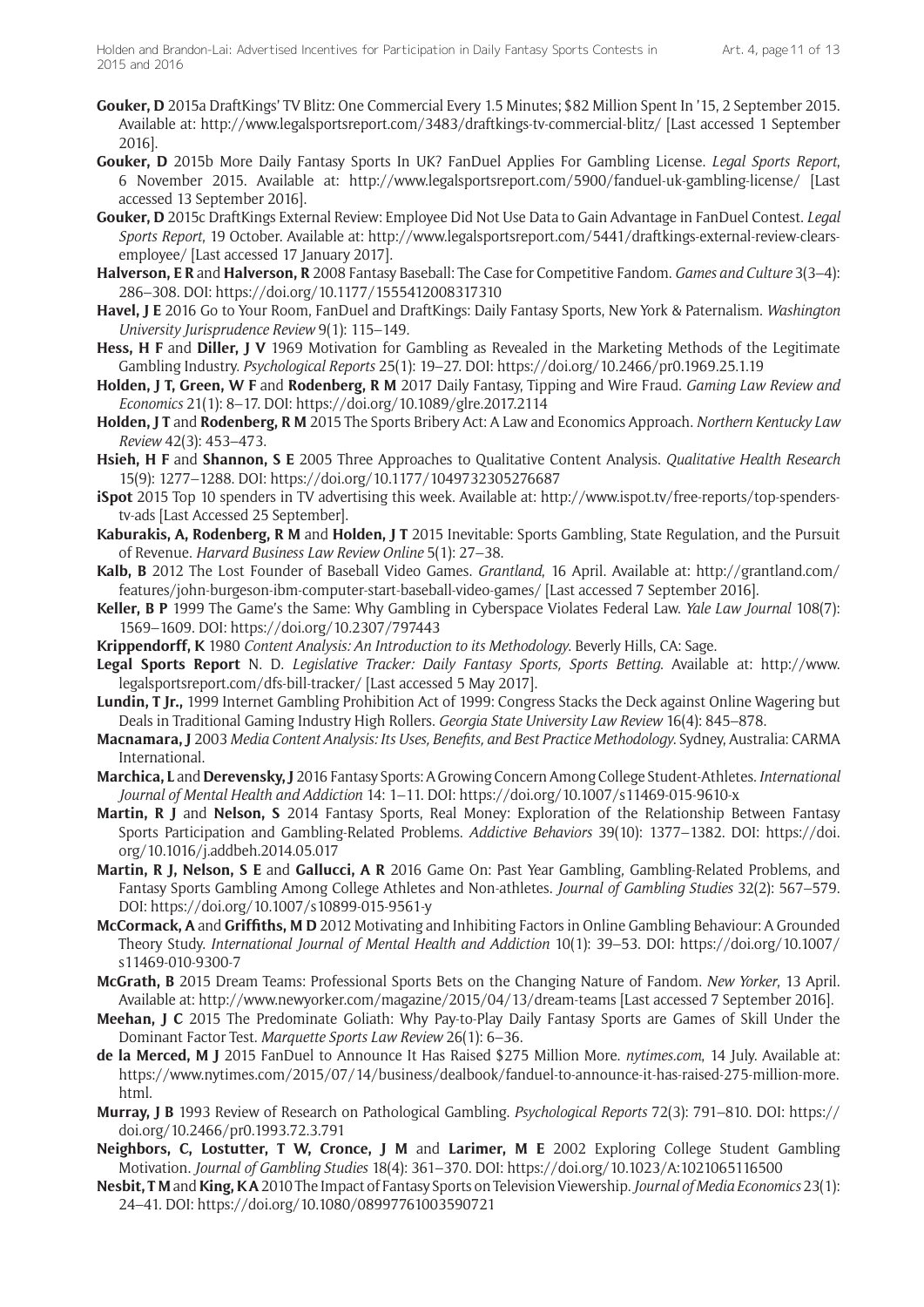**Gouker, D** 2015a DraftKings' TV Blitz: One Commercial Every 1.5 Minutes; $82 Million Spent In '15, 2 September 2015. Available at: http://www.legalsportsreport.com/3483/draftkings-tv-commercial-blitz/ [Last accessed 1 September 2016].

**Gouker, D** 2015b More Daily Fantasy Sports In UK? FanDuel Applies For Gambling License. *Legal Sports Report*, 6 November 2015. Available at: http://www.legalsportsreport.com/5900/fanduel-uk-gambling-license/ [Last accessed 13 September 2016].

**Gouker, D** 2015c DraftKings External Review: Employee Did Not Use Data to Gain Advantage in FanDuel Contest. *Legal Sports Report*, 19 October. Available at: http://www.legalsportsreport.com/5441/draftkings-external-review-clears-employee/ [Last accessed 17 January 2017].

**Halverson, E R** and **Halverson, R** 2008 Fantasy Baseball: The Case for Competitive Fandom. *Games and Culture* 3(3–4): 286–308. DOI: https://doi.org/10.1177/1555412008317310

**Havel, J E** 2016 Go to Your Room, FanDuel and DraftKings: Daily Fantasy Sports, New York & Paternalism. *Washington University Jurisprudence Review* 9(1): 115–149.

**Hess, H F** and **Diller, J V** 1969 Motivation for Gambling as Revealed in the Marketing Methods of the Legitimate Gambling Industry. *Psychological Reports* 25(1): 19–27. DOI: https://doi.org/10.2466/pr0.1969.25.1.19

**Holden, J T, Green, W F** and **Rodenberg, R M** 2017 Daily Fantasy, Tipping and Wire Fraud. *Gaming Law Review and Economics* 21(1): 8–17. DOI: https://doi.org/10.1089/glre.2017.2114

**Holden, J T** and **Rodenberg, R M** 2015 The Sports Bribery Act: A Law and Economics Approach. *Northern Kentucky Law Review* 42(3): 453–473.

**Hsieh, H F** and **Shannon, S E** 2005 Three Approaches to Qualitative Content Analysis. *Qualitative Health Research* 15(9): 1277–1288. DOI: https://doi.org/10.1177/1049732305276687

**iSpot** 2015 Top 10 spenders in TV advertising this week. Available at: http://www.ispot.tv/free-reports/top-spenders-tv-ads [Last Accessed 25 September].

**Kaburakis, A, Rodenberg, R M** and **Holden, J T** 2015 Inevitable: Sports Gambling, State Regulation, and the Pursuit of Revenue. *Harvard Business Law Review Online* 5(1): 27–38.

**Kalb, B** 2012 The Lost Founder of Baseball Video Games. *Grantland*, 16 April. Available at: http://grantland.com/features/john-burgeson-ibm-computer-start-baseball-video-games/ [Last accessed 7 September 2016].

**Keller, B P** 1999 The Game's the Same: Why Gambling in Cyberspace Violates Federal Law. *Yale Law Journal* 108(7): 1569–1609. DOI: https://doi.org/10.2307/797443

**Krippendorff, K** 1980 *Content Analysis: An Introduction to its Methodology*. Beverly Hills, CA: Sage.

**Legal Sports Report** N. D. *Legislative Tracker: Daily Fantasy Sports, Sports Betting*. Available at: http://www.legalsportsreport.com/dfs-bill-tracker/ [Last accessed 5 May 2017].

**Lundin, T Jr.,** 1999 Internet Gambling Prohibition Act of 1999: Congress Stacks the Deck against Online Wagering but Deals in Traditional Gaming Industry High Rollers. *Georgia State University Law Review* 16(4): 845–878.

**Macnamara, J** 2003 *Media Content Analysis: Its Uses, Benefits, and Best Practice Methodology*. Sydney, Australia: CARMA International.

**Marchica, L** and **Derevensky, J** 2016 Fantasy Sports: A Growing Concern Among College Student-Athletes. *International Journal of Mental Health and Addiction* 14: 1–11. DOI: https://doi.org/10.1007/s11469-015-9610-x

**Martin, R J** and **Nelson, S** 2014 Fantasy Sports, Real Money: Exploration of the Relationship Between Fantasy Sports Participation and Gambling-Related Problems. *Addictive Behaviors* 39(10): 1377–1382. DOI: https://doi.org/10.1016/j.addbeh.2014.05.017

**Martin, R J, Nelson, S E** and **Gallucci, A R** 2016 Game On: Past Year Gambling, Gambling-Related Problems, and Fantasy Sports Gambling Among College Athletes and Non-athletes. *Journal of Gambling Studies* 32(2): 567–579. DOI: https://doi.org/10.1007/s10899-015-9561-y

**McCormack, A** and **Griffiths, M D** 2012 Motivating and Inhibiting Factors in Online Gambling Behaviour: A Grounded Theory Study. *International Journal of Mental Health and Addiction* 10(1): 39–53. DOI: https://doi.org/10.1007/s11469-010-9300-7

**McGrath, B** 2015 Dream Teams: Professional Sports Bets on the Changing Nature of Fandom. *New Yorker*, 13 April. Available at: http://www.newyorker.com/magazine/2015/04/13/dream-teams [Last accessed 7 September 2016].

**Meehan, J C** 2015 The Predominate Goliath: Why Pay-to-Play Daily Fantasy Sports are Games of Skill Under the Dominant Factor Test. *Marquette Sports Law Review* 26(1): 6–36.

**de la Merced, M J** 2015 FanDuel to Announce It Has Raised $275 Million More. *nytimes.com*, 14 July. Available at: https://www.nytimes.com/2015/07/14/business/dealbook/fanduel-to-announce-it-has-raised-275-million-more.html.

**Murray, J B** 1993 Review of Research on Pathological Gambling. *Psychological Reports* 72(3): 791–810. DOI: https://doi.org/10.2466/pr0.1993.72.3.791

**Neighbors, C, Lostutter, T W, Cronce, J M** and **Larimer, M E** 2002 Exploring College Student Gambling Motivation. *Journal of Gambling Studies* 18(4): 361–370. DOI: https://doi.org/10.1023/A:1021065116500

**Nesbit, T M** and **King, K A** 2010 The Impact of Fantasy Sports on Television Viewership. *Journal of Media Economics* 23(1): 24–41. DOI: https://doi.org/10.1080/08997761003590721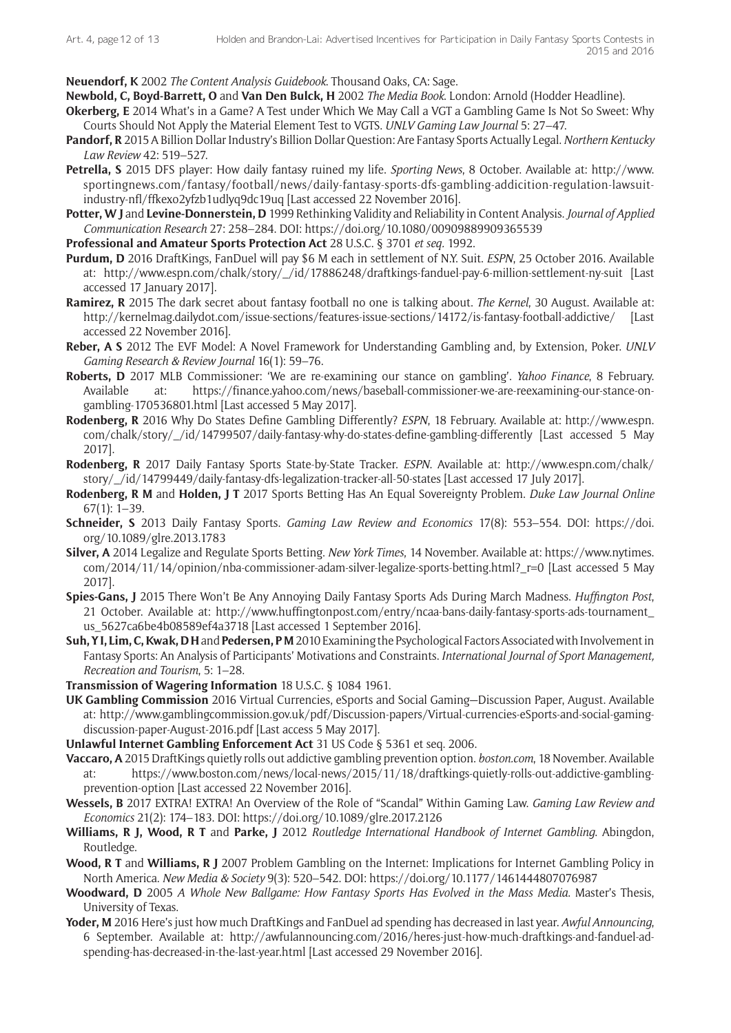**Neuendorf, K** 2002 *The Content Analysis Guidebook*. Thousand Oaks, CA: Sage.

**Newbold, C, Boyd-Barrett, O** and **Van Den Bulck, H** 2002 *The Media Book*. London: Arnold (Hodder Headline).

**Okerberg, E** 2014 What's in a Game? A Test under Which We May Call a VGT a Gambling Game Is Not So Sweet: Why Courts Should Not Apply the Material Element Test to VGTS. *UNLV Gaming Law Journal* 5: 27–47.

**Pandorf, R** 2015 A Billion Dollar Industry's Billion Dollar Question: Are Fantasy Sports Actually Legal. *Northern Kentucky Law Review* 42: 519–527.

**Petrella, S** 2015 DFS player: How daily fantasy ruined my life. *Sporting News*, 8 October. Available at: http://www.sportingnews.com/fantasy/football/news/daily-fantasy-sports-dfs-gambling-addicition-regulation-lawsuit-industry-nfl/ffkexo2yfzb1udlyq9dc19uq [Last accessed 22 November 2016].

**Potter, W J** and **Levine-Donnerstein, D** 1999 Rethinking Validity and Reliability in Content Analysis. *Journal of Applied Communication Research* 27: 258–284. DOI: https://doi.org/10.1080/00909889909365539

**Professional and Amateur Sports Protection Act** 28 U.S.C. § 3701 *et seq*. 1992.

**Purdum, D** 2016 DraftKings, FanDuel will pay $6 M each in settlement of N.Y. Suit. *ESPN*, 25 October 2016. Available at: http://www.espn.com/chalk/story/_/id/17886248/draftkings-fanduel-pay-6-million-settlement-ny-suit [Last accessed 17 January 2017].

**Ramirez, R** 2015 The dark secret about fantasy football no one is talking about. *The Kernel*, 30 August. Available at: http://kernelmag.dailydot.com/issue-sections/features-issue-sections/14172/is-fantasy-football-addictive/ [Last accessed 22 November 2016].

**Reber, A S** 2012 The EVF Model: A Novel Framework for Understanding Gambling and, by Extension, Poker. *UNLV Gaming Research & Review Journal* 16(1): 59–76.

**Roberts, D** 2017 MLB Commissioner: 'We are re-examining our stance on gambling'. *Yahoo Finance*, 8 February. Available at: https://finance.yahoo.com/news/baseball-commissioner-we-are-reexamining-our-stance-on-gambling-170536801.html [Last accessed 5 May 2017].

**Rodenberg, R** 2016 Why Do States Define Gambling Differently? *ESPN*, 18 February. Available at: http://www.espn.com/chalk/story/_/id/14799507/daily-fantasy-why-do-states-define-gambling-differently [Last accessed 5 May 2017].

**Rodenberg, R** 2017 Daily Fantasy Sports State-by-State Tracker. *ESPN*. Available at: http://www.espn.com/chalk/story/_/id/14799449/daily-fantasy-dfs-legalization-tracker-all-50-states [Last accessed 17 July 2017].

**Rodenberg, R M** and **Holden, J T** 2017 Sports Betting Has An Equal Sovereignty Problem. *Duke Law Journal Online* 67(1): 1–39.

**Schneider, S** 2013 Daily Fantasy Sports. *Gaming Law Review and Economics* 17(8): 553–554. DOI: https://doi.org/10.1089/glre.2013.1783

**Silver, A** 2014 Legalize and Regulate Sports Betting. *New York Times*, 14 November. Available at: https://www.nytimes.com/2014/11/14/opinion/nba-commissioner-adam-silver-legalize-sports-betting.html?_r=0 [Last accessed 5 May 2017].

**Spies-Gans, J** 2015 There Won't Be Any Annoying Daily Fantasy Sports Ads During March Madness. *Huffington Post*, 21 October. Available at: http://www.huffingtonpost.com/entry/ncaa-bans-daily-fantasy-sports-ads-tournament_us_5627ca6be4b08589ef4a3718 [Last accessed 1 September 2016].

**Suh, Y I, Lim, C, Kwak, D H** and **Pedersen, P M** 2010 Examining the Psychological Factors Associated with Involvement in Fantasy Sports: An Analysis of Participants' Motivations and Constraints. *International Journal of Sport Management, Recreation and Tourism*, 5: 1–28.

**Transmission of Wagering Information** 18 U.S.C. § 1084 1961.

**UK Gambling Commission** 2016 Virtual Currencies, eSports and Social Gaming—Discussion Paper, August. Available at: http://www.gamblingcommission.gov.uk/pdf/Discussion-papers/Virtual-currencies-eSports-and-social-gaming-discussion-paper-August-2016.pdf [Last access 5 May 2017].

**Unlawful Internet Gambling Enforcement Act** 31 US Code § 5361 et seq. 2006.

**Vaccaro, A** 2015 DraftKings quietly rolls out addictive gambling prevention option. *boston.com*, 18 November. Available at: https://www.boston.com/news/local-news/2015/11/18/draftkings-quietly-rolls-out-addictive-gambling-prevention-option [Last accessed 22 November 2016].

**Wessels, B** 2017 EXTRA! EXTRA! An Overview of the Role of "Scandal" Within Gaming Law. *Gaming Law Review and Economics* 21(2): 174–183. DOI: https://doi.org/10.1089/glre.2017.2126

**Williams, R J, Wood, R T** and **Parke, J** 2012 *Routledge International Handbook of Internet Gambling*. Abingdon, Routledge.

**Wood, R T** and **Williams, R J** 2007 Problem Gambling on the Internet: Implications for Internet Gambling Policy in North America. *New Media & Society* 9(3): 520–542. DOI: https://doi.org/10.1177/1461444807076987

**Woodward, D** 2005 *A Whole New Ballgame: How Fantasy Sports Has Evolved in the Mass Media*. Master's Thesis, University of Texas.

**Yoder, M** 2016 Here's just how much DraftKings and FanDuel ad spending has decreased in last year. *Awful Announcing*, 6 September. Available at: http://awfulannouncing.com/2016/heres-just-how-much-draftkings-and-fanduel-ad-spending-has-decreased-in-the-last-year.html [Last accessed 29 November 2016].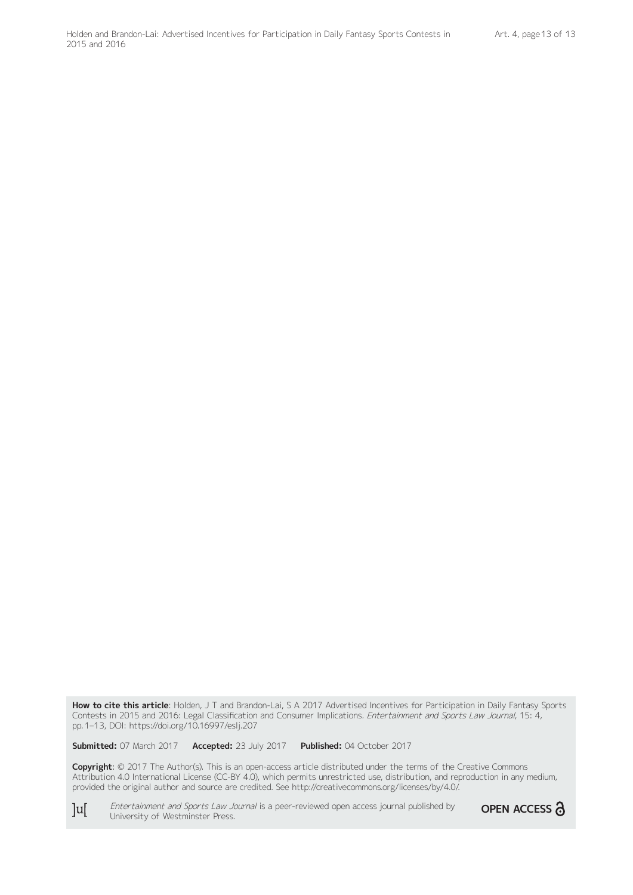**How to cite this article**: Holden, J T and Brandon-Lai, S A 2017 Advertised Incentives for Participation in Daily Fantasy Sports Contests in 2015 and 2016: Legal Classification and Consumer Implications. *Entertainment and Sports Law Journal*, 15: 4, pp. 1–13, DOI: https://doi.org/10.16997/eslj.207

**Submitted:** 07 March 2017 **Accepted:** 23 July 2017 **Published:** 04 October 2017

**Copyright**: © 2017 The Author(s). This is an open-access article distributed under the terms of the Creative Commons Attribution 4.0 International License (CC-BY 4.0), which permits unrestricted use, distribution, and reproduction in any medium, provided the original author and source are credited. See http://creativecommons.org/licenses/by/4.0/.

]u[ *Entertainment and Sports Law Journal* is a peer-reviewed open access journal published by University of Westminster Press.

**OPEN ACCESS**